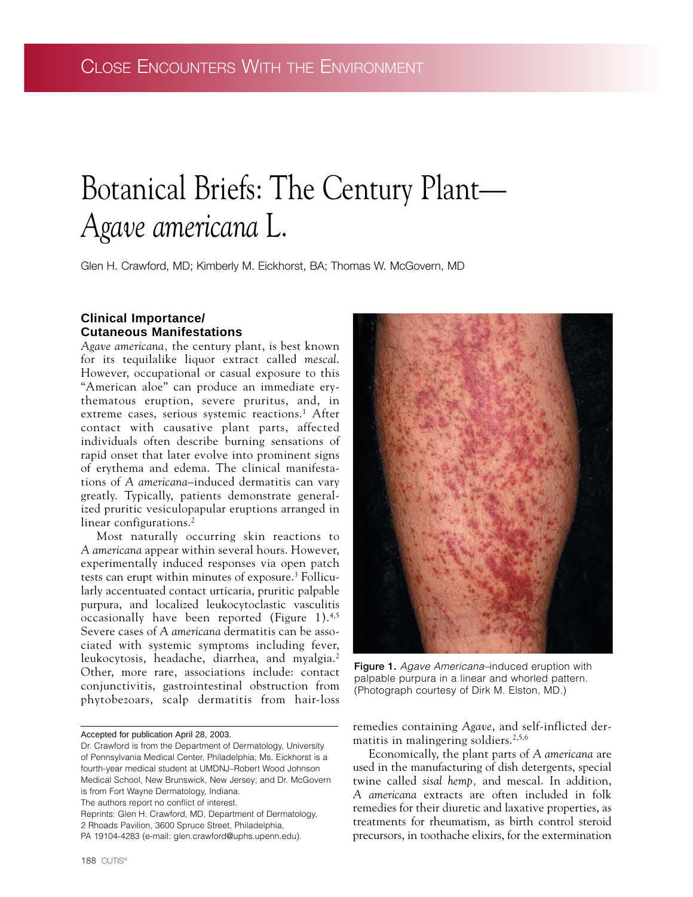# Botanical Briefs: The Century Plant—*Agave americana* L.

Glen H. Crawford, MD; Kimberly M. Eickhorst, BA; Thomas W. McGovern, MD

## Clinical Importance/ Cutaneous Manifestations

*Agave americana,* the century plant, is best known for its tequilalike liquor extract called *mescal*. However, occupational or casual exposure to this "American aloe" can produce an immediate erythematous eruption, severe pruritus, and, in extreme cases, serious systemic reactions.[1] After contact with causative plant parts, affected individuals often describe burning sensations of rapid onset that later evolve into prominent signs of erythema and edema. The clinical manifestations of *A americana*–induced dermatitis can vary greatly. Typically, patients demonstrate generalized pruritic vesiculopapular eruptions arranged in linear configurations.[2]

Most naturally occurring skin reactions to *A americana* appear within several hours. However, experimentally induced responses via open patch tests can erupt within minutes of exposure.[3] Follicularly accentuated contact urticaria, pruritic palpable purpura, and localized leukocytoclastic vasculitis occasionally have been reported (Figure 1).[4,5] Severe cases of *A americana* dermatitis can be associated with systemic symptoms including fever, leukocytosis, headache, diarrhea, and myalgia.[2] Other, more rare, associations include: contact conjunctivitis, gastrointestinal obstruction from phytobezoars, scalp dermatitis from hair-loss remedies containing *Agave*, and self-inflicted dermatitis in malingering soldiers.[2,5,6]

Figure 1. *Agave Americana*–induced eruption with palpable purpura in a linear and whorled pattern. (Photograph courtesy of Dirk M. Elston, MD.)

Economically, the plant parts of *A americana* are used in the manufacturing of dish detergents, special twine called *sisal hemp,* and mescal. In addition, *A americana* extracts are often included in folk remedies for their diuretic and laxative properties, as treatments for rheumatism, as birth control steroid precursors, in toothache elixirs, for the extermination

---

Accepted for publication April 28, 2003.

Dr. Crawford is from the Department of Dermatology, University of Pennsylvania Medical Center, Philadelphia; Ms. Eickhorst is a fourth-year medical student at UMDNJ–Robert Wood Johnson Medical School, New Brunswick, New Jersey; and Dr. McGovern is from Fort Wayne Dermatology, Indiana.

The authors report no conflict of interest.

Reprints: Glen H. Crawford, MD, Department of Dermatology, 2 Rhoads Pavilion, 3600 Spruce Street, Philadelphia, PA 19104-4283 (e-mail: glen.crawford@uphs.upenn.edu).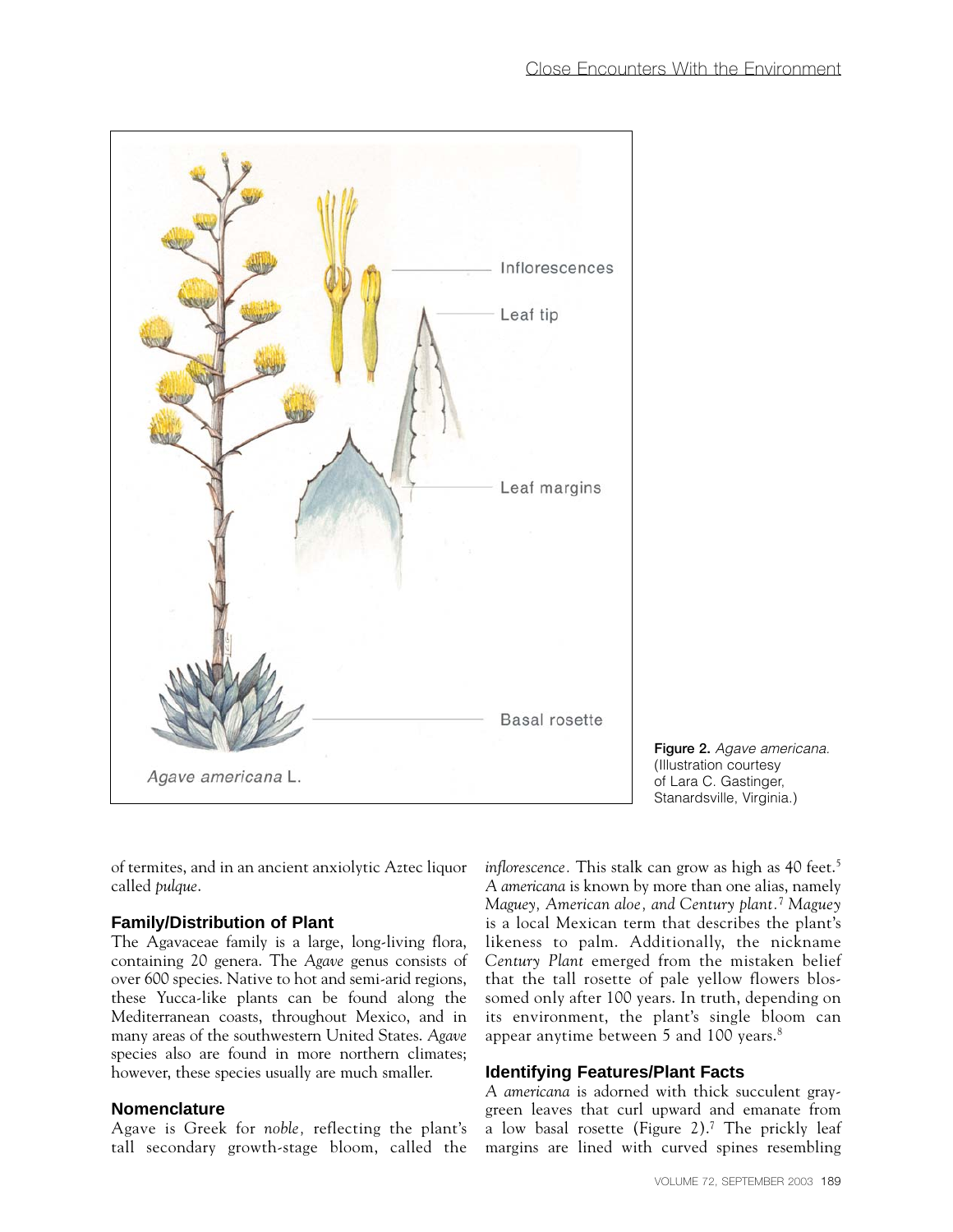Figure 2. *Agave americana.* (Illustration courtesy of Lara C. Gastinger, Stanardsville, Virginia.)

of termites, and in an ancient anxiolytic Aztec liquor called *pulque*.

### Family/Distribution of Plant

The Agavaceae family is a large, long-living flora, containing 20 genera. The *Agave* genus consists of over 600 species. Native to hot and semi-arid regions, these Yucca-like plants can be found along the Mediterranean coasts, throughout Mexico, and in many areas of the southwestern United States. *Agave* species also are found in more northern climates; however, these species usually are much smaller.

### Nomenclature

Agave is Greek for *noble,* reflecting the plant's tall secondary growth-stage bloom, called the *inflorescence.* This stalk can grow as high as 40 feet.[5] *A americana* is known by more than one alias, namely *Maguey, American aloe, and Century plant.*[7] *Maguey* is a local Mexican term that describes the plant's likeness to palm. Additionally, the nickname *Century Plant* emerged from the mistaken belief that the tall rosette of pale yellow flowers blossomed only after 100 years. In truth, depending on its environment, the plant's single bloom can appear anytime between 5 and 100 years.[8]

### Identifying Features/Plant Facts

*A americana* is adorned with thick succulent gray-green leaves that curl upward and emanate from a low basal rosette (Figure 2).[7] The prickly leaf margins are lined with curved spines resembling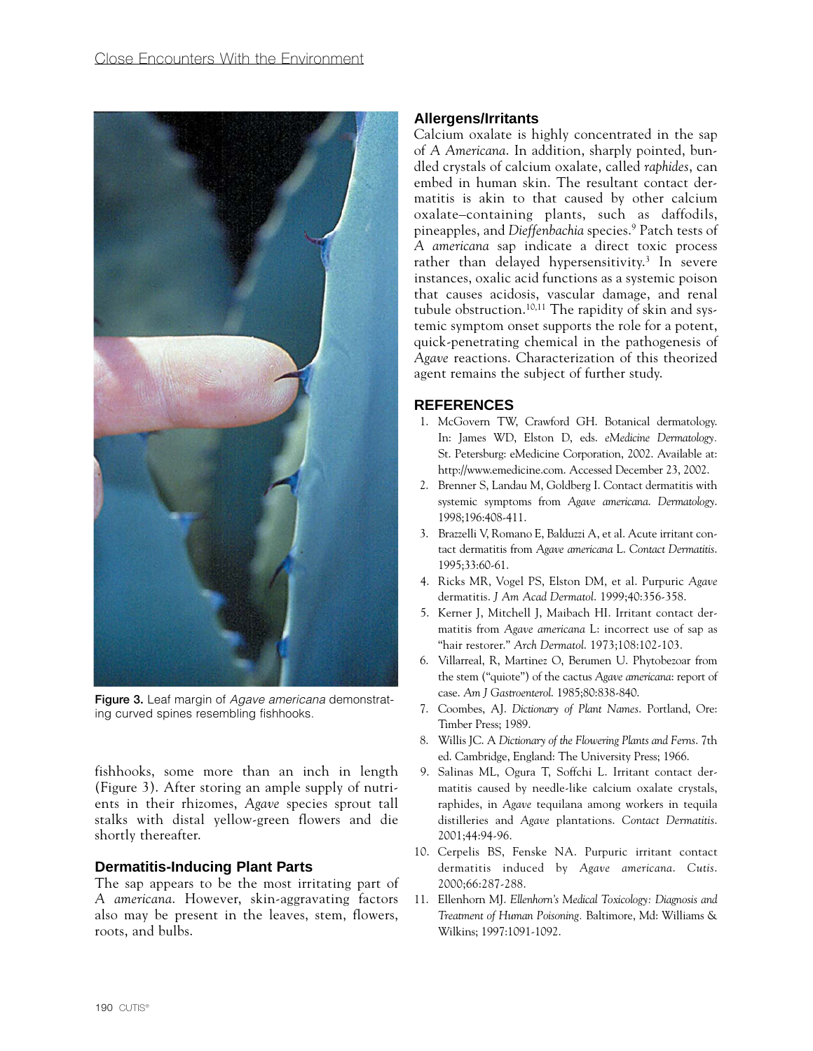Figure 3. Leaf margin of *Agave americana* demonstrating curved spines resembling fishhooks.

fishhooks, some more than an inch in length (Figure 3). After storing an ample supply of nutrients in their rhizomes, *Agave* species sprout tall stalks with distal yellow-green flowers and die shortly thereafter.

## Dermatitis-Inducing Plant Parts

The sap appears to be the most irritating part of *A americana*. However, skin-aggravating factors also may be present in the leaves, stem, flowers, roots, and bulbs.

## Allergens/Irritants

Calcium oxalate is highly concentrated in the sap of *A Americana*. In addition, sharply pointed, bundled crystals of calcium oxalate, called *raphides*, can embed in human skin. The resultant contact dermatitis is akin to that caused by other calcium oxalate–containing plants, such as daffodils, pineapples, and *Dieffenbachia* species.[9] Patch tests of *A americana* sap indicate a direct toxic process rather than delayed hypersensitivity.[3] In severe instances, oxalic acid functions as a systemic poison that causes acidosis, vascular damage, and renal tubule obstruction.[10,11] The rapidity of skin and systemic symptom onset supports the role for a potent, quick-penetrating chemical in the pathogenesis of *Agave* reactions. Characterization of this theorized agent remains the subject of further study.

## REFERENCES

1. McGovern TW, Crawford GH. Botanical dermatology. In: James WD, Elston D, eds. *eMedicine Dermatology*. St. Petersburg: eMedicine Corporation, 2002. Available at: http://www.emedicine.com. Accessed December 23, 2002.
2. Brenner S, Landau M, Goldberg I. Contact dermatitis with systemic symptoms from *Agave americana*. *Dermatology*. 1998;196:408-411.
3. Brazzelli V, Romano E, Balduzzi A, et al. Acute irritant contact dermatitis from *Agave americana* L. *Contact Dermatitis*. 1995;33:60-61.
4. Ricks MR, Vogel PS, Elston DM, et al. Purpuric *Agave* dermatitis. *J Am Acad Dermatol*. 1999;40:356-358.
5. Kerner J, Mitchell J, Maibach HI. Irritant contact dermatitis from *Agave americana* L: incorrect use of sap as "hair restorer." *Arch Dermatol*. 1973;108:102-103.
6. Villarreal, R, Martinez O, Berumen U. Phytobezoar from the stem ("quiote") of the cactus *Agave americana*: report of case. *Am J Gastroenterol*. 1985;80:838-840.
7. Coombes, AJ. *Dictionary of Plant Names*. Portland, Ore: Timber Press; 1989.
8. Willis JC. *A Dictionary of the Flowering Plants and Ferns*. 7th ed. Cambridge, England: The University Press; 1966.
9. Salinas ML, Ogura T, Soffchi L. Irritant contact dermatitis caused by needle-like calcium oxalate crystals, raphides, in *Agave* tequilana among workers in tequila distilleries and *Agave* plantations. *Contact Dermatitis*. 2001;44:94-96.
10. Cerpelis BS, Fenske NA. Purpuric irritant contact dermatitis induced by *Agave americana*. *Cutis*. 2000;66:287-288.
11. Ellenhorn MJ. *Ellenhorn's Medical Toxicology: Diagnosis and Treatment of Human Poisoning*. Baltimore, Md: Williams & Wilkins; 1997:1091-1092.